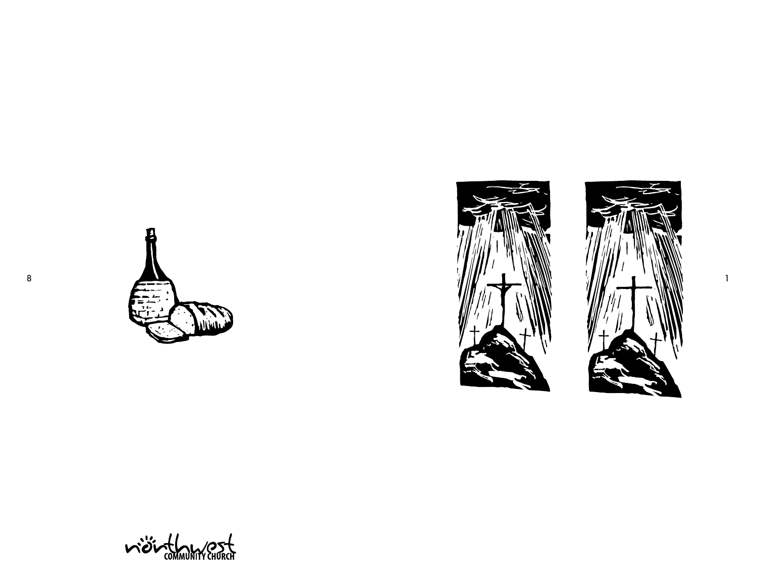northwest
COMMUNITY CHURCH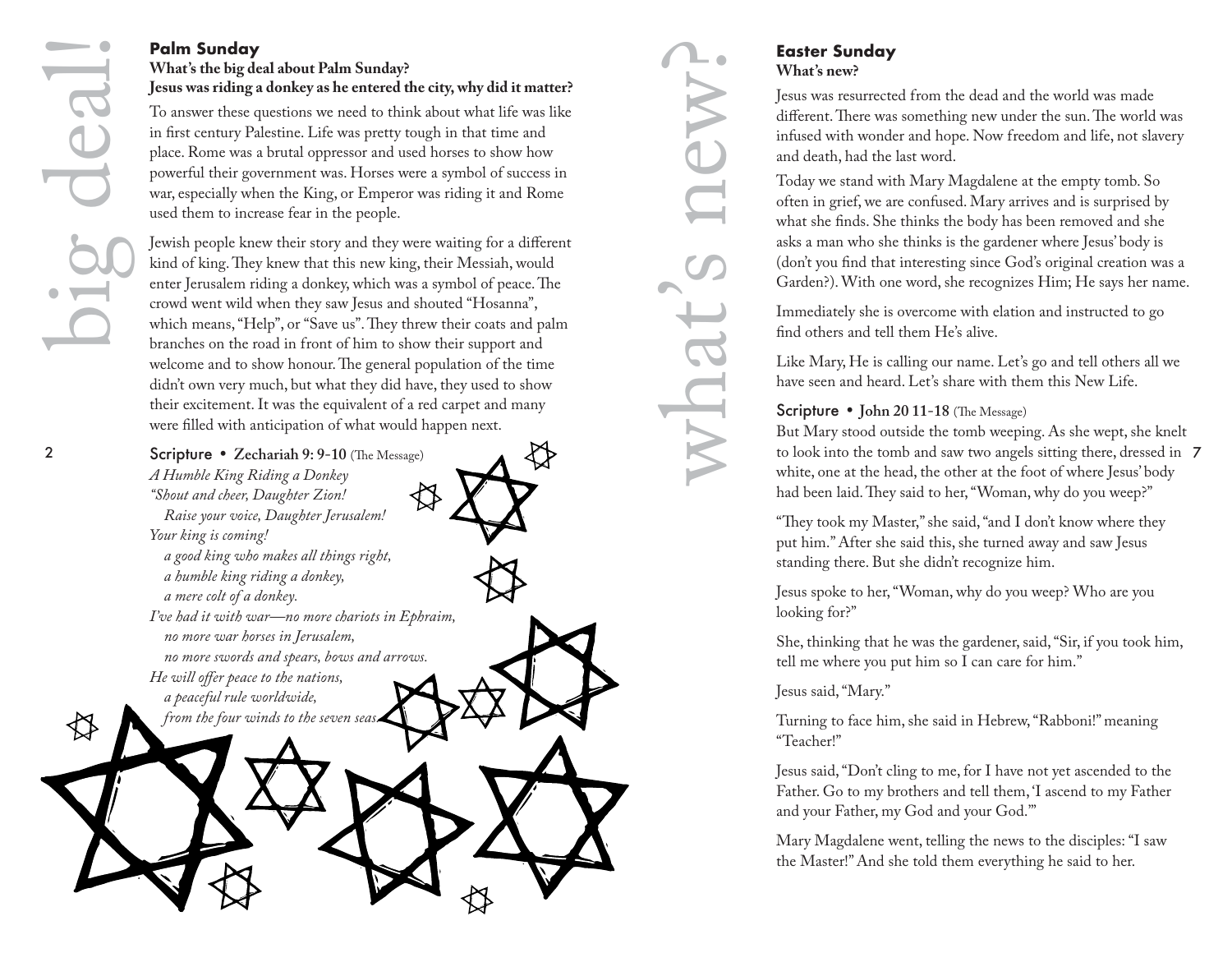# big deal!

## Palm Sunday

**What's the big deal about Palm Sunday?**
**Jesus was riding a donkey as he entered the city, why did it matter?**

To answer these questions we need to think about what life was like in first century Palestine. Life was pretty tough in that time and place. Rome was a brutal oppressor and used horses to show how powerful their government was. Horses were a symbol of success in war, especially when the King, or Emperor was riding it and Rome used them to increase fear in the people.

Jewish people knew their story and they were waiting for a different kind of king. They knew that this new king, their Messiah, would enter Jerusalem riding a donkey, which was a symbol of peace. The crowd went wild when they saw Jesus and shouted "Hosanna", which means, "Help", or "Save us". They threw their coats and palm branches on the road in front of him to show their support and welcome and to show honour. The general population of the time didn't own very much, but what they did have, they used to show their excitement. It was the equivalent of a red carpet and many were filled with anticipation of what would happen next.

### Scripture • Zechariah 9: 9-10 (The Message)

*A Humble King Riding a Donkey*
*"Shout and cheer, Daughter Zion!*
*Raise your voice, Daughter Jerusalem!*
*Your king is coming!*
*a good king who makes all things right,*
*a humble king riding a donkey,*
*a mere colt of a donkey.*
*I've had it with war—no more chariots in Ephraim,*
*no more war horses in Jerusalem,*
*no more swords and spears, bows and arrows.*
*He will offer peace to the nations,*
*a peaceful rule worldwide,*
*from the four winds to the seven seas.*

# what's new?

## Easter Sunday

**What's new?**

Jesus was resurrected from the dead and the world was made different. There was something new under the sun. The world was infused with wonder and hope. Now freedom and life, not slavery and death, had the last word.

Today we stand with Mary Magdalene at the empty tomb. So often in grief, we are confused. Mary arrives and is surprised by what she finds. She thinks the body has been removed and she asks a man who she thinks is the gardener where Jesus' body is (don't you find that interesting since God's original creation was a Garden?). With one word, she recognizes Him; He says her name.

Immediately she is overcome with elation and instructed to go find others and tell them He's alive.

Like Mary, He is calling our name. Let's go and tell others all we have seen and heard. Let's share with them this New Life.

### Scripture • John 20 11-18 (The Message)

But Mary stood outside the tomb weeping. As she wept, she knelt to look into the tomb and saw two angels sitting there, dressed in white, one at the head, the other at the foot of where Jesus' body had been laid. They said to her, "Woman, why do you weep?"

"They took my Master," she said, "and I don't know where they put him." After she said this, she turned away and saw Jesus standing there. But she didn't recognize him.

Jesus spoke to her, "Woman, why do you weep? Who are you looking for?"

She, thinking that he was the gardener, said, "Sir, if you took him, tell me where you put him so I can care for him."

Jesus said, "Mary."

Turning to face him, she said in Hebrew, "Rabboni!" meaning "Teacher!"

Jesus said, "Don't cling to me, for I have not yet ascended to the Father. Go to my brothers and tell them, 'I ascend to my Father and your Father, my God and your God.'"

Mary Magdalene went, telling the news to the disciples: "I saw the Master!" And she told them everything he said to her.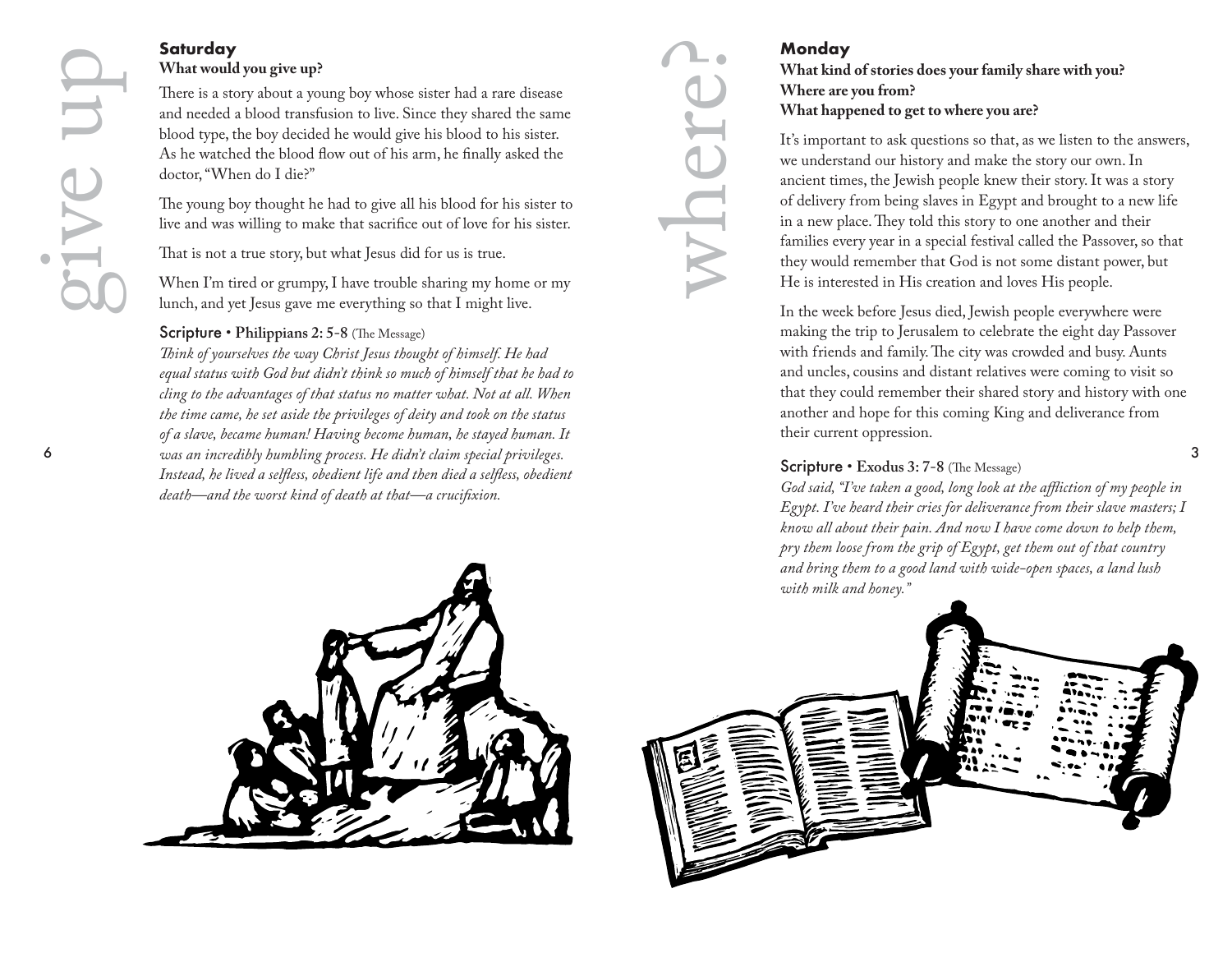give up

## Saturday

**What would you give up?**

There is a story about a young boy whose sister had a rare disease and needed a blood transfusion to live. Since they shared the same blood type, the boy decided he would give his blood to his sister. As he watched the blood flow out of his arm, he finally asked the doctor, "When do I die?"

The young boy thought he had to give all his blood for his sister to live and was willing to make that sacrifice out of love for his sister.

That is not a true story, but what Jesus did for us is true.

When I'm tired or grumpy, I have trouble sharing my home or my lunch, and yet Jesus gave me everything so that I might live.

**Scripture • Philippians 2: 5-8** (The Message)

*Think of yourselves the way Christ Jesus thought of himself. He had equal status with God but didn't think so much of himself that he had to cling to the advantages of that status no matter what. Not at all. When the time came, he set aside the privileges of deity and took on the status of a slave, became human! Having become human, he stayed human. It was an incredibly humbling process. He didn't claim special privileges. Instead, he lived a selfless, obedient life and then died a selfless, obedient death—and the worst kind of death at that—a crucifixion.*

where?

## Monday

**What kind of stories does your family share with you?**
**Where are you from?**
**What happened to get to where you are?**

It's important to ask questions so that, as we listen to the answers, we understand our history and make the story our own. In ancient times, the Jewish people knew their story. It was a story of delivery from being slaves in Egypt and brought to a new life in a new place. They told this story to one another and their families every year in a special festival called the Passover, so that they would remember that God is not some distant power, but He is interested in His creation and loves His people.

In the week before Jesus died, Jewish people everywhere were making the trip to Jerusalem to celebrate the eight day Passover with friends and family. The city was crowded and busy. Aunts and uncles, cousins and distant relatives were coming to visit so that they could remember their shared story and history with one another and hope for this coming King and deliverance from their current oppression.

**Scripture • Exodus 3: 7-8** (The Message)

*God said, "I've taken a good, long look at the affliction of my people in Egypt. I've heard their cries for deliverance from their slave masters; I know all about their pain. And now I have come down to help them, pry them loose from the grip of Egypt, get them out of that country and bring them to a good land with wide-open spaces, a land lush with milk and honey."*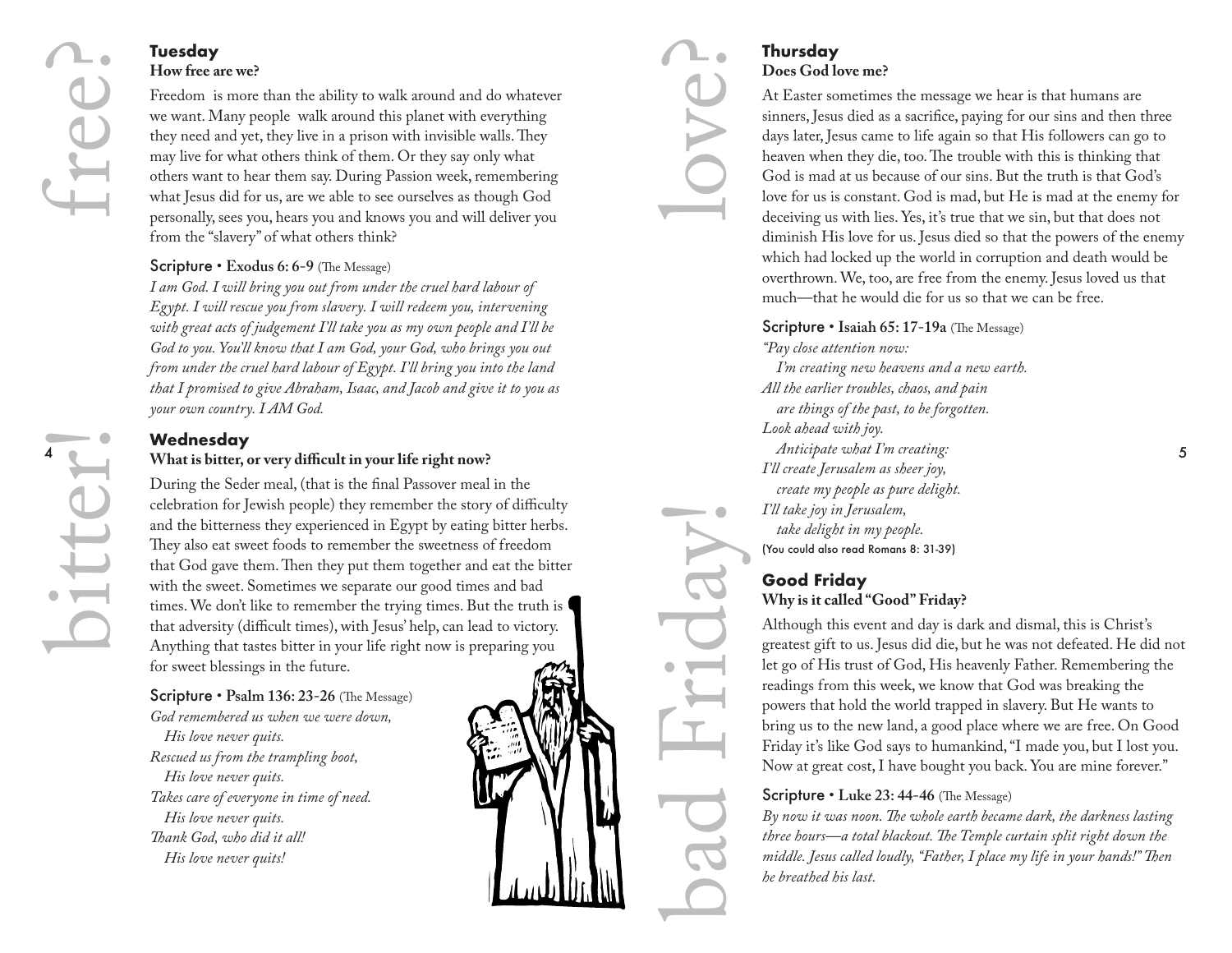free?

## Tuesday

**How free are we?**

Freedom is more than the ability to walk around and do whatever we want. Many people walk around this planet with everything they need and yet, they live in a prison with invisible walls. They may live for what others think of them. Or they say only what others want to hear them say. During Passion week, remembering what Jesus did for us, are we able to see ourselves as though God personally, sees you, hears you and knows you and will deliver you from the "slavery" of what others think?

Scripture • **Exodus 6: 6-9** (The Message)

*I am God. I will bring you out from under the cruel hard labour of Egypt. I will rescue you from slavery. I will redeem you, intervening with great acts of judgement I'll take you as my own people and I'll be God to you. You'll know that I am God, your God, who brings you out from under the cruel hard labour of Egypt. I'll bring you into the land that I promised to give Abraham, Isaac, and Jacob and give it to you as your own country. I AM God.*

bitter!

## Wednesday

**What is bitter, or very difficult in your life right now?**

During the Seder meal, (that is the final Passover meal in the celebration for Jewish people) they remember the story of difficulty and the bitterness they experienced in Egypt by eating bitter herbs. They also eat sweet foods to remember the sweetness of freedom that God gave them. Then they put them together and eat the bitter with the sweet. Sometimes we separate our good times and bad times. We don't like to remember the trying times. But the truth is that adversity (difficult times), with Jesus' help, can lead to victory. Anything that tastes bitter in your life right now is preparing you for sweet blessings in the future.

Scripture • **Psalm 136: 23-26** (The Message)

*God remembered us when we were down,*
*His love never quits.*
*Rescued us from the trampling boot,*
*His love never quits.*
*Takes care of everyone in time of need.*
*His love never quits.*
*Thank God, who did it all!*
*His love never quits!*

love?

## Thursday

**Does God love me?**

At Easter sometimes the message we hear is that humans are sinners, Jesus died as a sacrifice, paying for our sins and then three days later, Jesus came to life again so that His followers can go to heaven when they die, too. The trouble with this is thinking that God is mad at us because of our sins. But the truth is that God's love for us is constant. God is mad, but He is mad at the enemy for deceiving us with lies. Yes, it's true that we sin, but that does not diminish His love for us. Jesus died so that the powers of the enemy which had locked up the world in corruption and death would be overthrown. We, too, are free from the enemy. Jesus loved us that much—that he would die for us so that we can be free.

Scripture • **Isaiah 65: 17-19a** (The Message)

*"Pay close attention now:*
*I'm creating new heavens and a new earth.*
*All the earlier troubles, chaos, and pain*
*are things of the past, to be forgotten.*
*Look ahead with joy.*
*Anticipate what I'm creating:*
*I'll create Jerusalem as sheer joy,*
*create my people as pure delight.*
*I'll take joy in Jerusalem,*
*take delight in my people.*

(You could also read Romans 8: 31-39)

bad Friday!

## Good Friday

**Why is it called "Good" Friday?**

Although this event and day is dark and dismal, this is Christ's greatest gift to us. Jesus did die, but he was not defeated. He did not let go of His trust of God, His heavenly Father. Remembering the readings from this week, we know that God was breaking the powers that hold the world trapped in slavery. But He wants to bring us to the new land, a good place where we are free. On Good Friday it's like God says to humankind, "I made you, but I lost you. Now at great cost, I have bought you back. You are mine forever."

Scripture • **Luke 23: 44-46** (The Message)

*By now it was noon. The whole earth became dark, the darkness lasting three hours—a total blackout. The Temple curtain split right down the middle. Jesus called loudly, "Father, I place my life in your hands!" Then he breathed his last.*